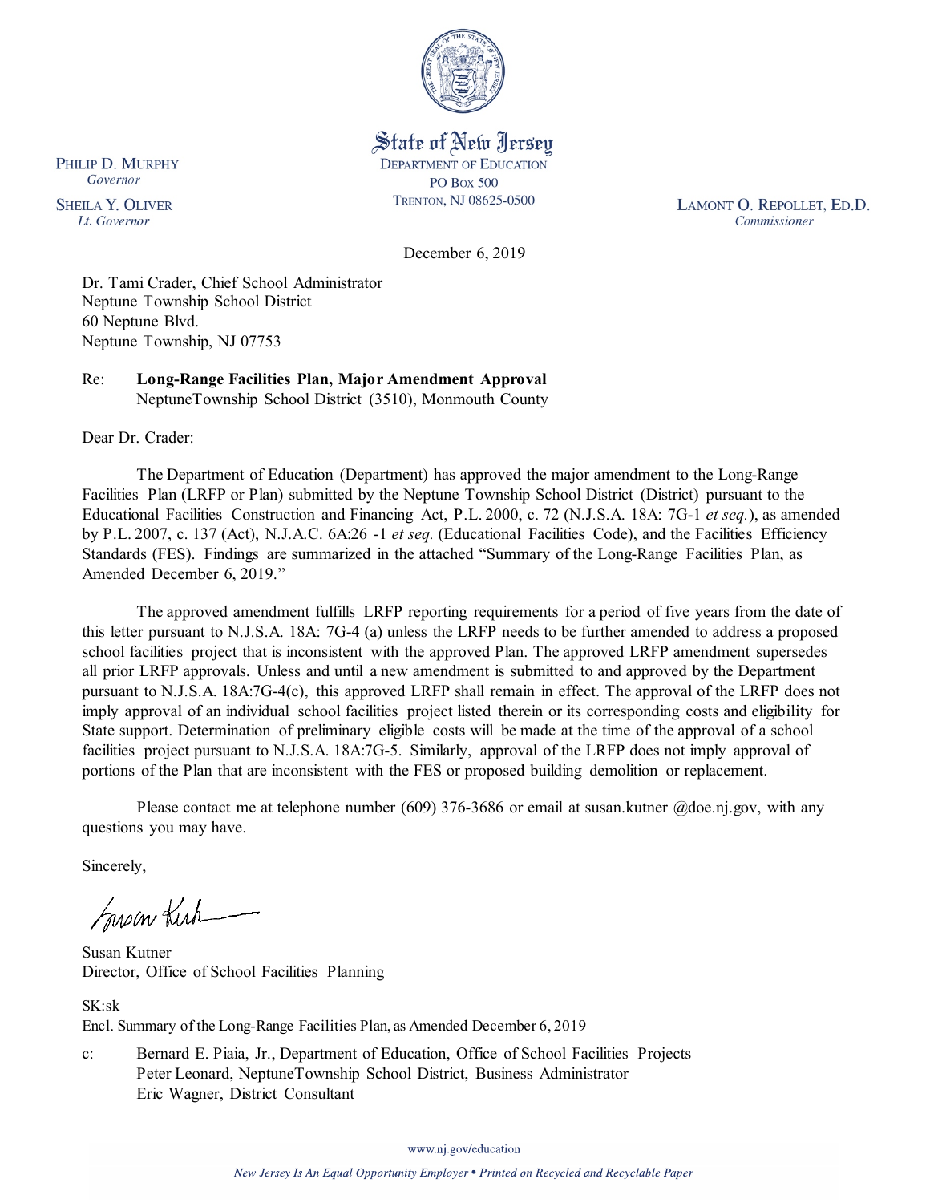State of New Jersey
DEPARTMENT OF EDUCATION
PO BOX 500
TRENTON, NJ 08625-0500

PHILIP D. MURPHY
*Governor*

SHEILA Y. OLIVER
*Lt. Governor*

LAMONT O. REPOLLET, ED.D.
*Commissioner*

December 6, 2019

Dr. Tami Crader, Chief School Administrator
Neptune Township School District
60 Neptune Blvd.
Neptune Township, NJ 07753

Re: **Long-Range Facilities Plan, Major Amendment Approval**
NeptuneTownship School District (3510), Monmouth County

Dear Dr. Crader:

The Department of Education (Department) has approved the major amendment to the Long-Range Facilities Plan (LRFP or Plan) submitted by the Neptune Township School District (District) pursuant to the Educational Facilities Construction and Financing Act, P.L. 2000, c. 72 (N.J.S.A. 18A: 7G-1 *et seq.*), as amended by P.L. 2007, c. 137 (Act), N.J.A.C. 6A:26 -1 *et seq.* (Educational Facilities Code), and the Facilities Efficiency Standards (FES). Findings are summarized in the attached "Summary of the Long-Range Facilities Plan, as Amended December 6, 2019."

The approved amendment fulfills LRFP reporting requirements for a period of five years from the date of this letter pursuant to N.J.S.A. 18A: 7G-4 (a) unless the LRFP needs to be further amended to address a proposed school facilities project that is inconsistent with the approved Plan. The approved LRFP amendment supersedes all prior LRFP approvals. Unless and until a new amendment is submitted to and approved by the Department pursuant to N.J.S.A. 18A:7G-4(c), this approved LRFP shall remain in effect. The approval of the LRFP does not imply approval of an individual school facilities project listed therein or its corresponding costs and eligibility for State support. Determination of preliminary eligible costs will be made at the time of the approval of a school facilities project pursuant to N.J.S.A. 18A:7G-5. Similarly, approval of the LRFP does not imply approval of portions of the Plan that are inconsistent with the FES or proposed building demolition or replacement.

Please contact me at telephone number (609) 376-3686 or email at susan.kutner @doe.nj.gov, with any questions you may have.

Sincerely,

Susan Kutner
Director, Office of School Facilities Planning

SK:sk
Encl. Summary of the Long-Range Facilities Plan, as Amended December 6, 2019

c: Bernard E. Piaia, Jr., Department of Education, Office of School Facilities Projects
Peter Leonard, NeptuneTownship School District, Business Administrator
Eric Wagner, District Consultant

www.nj.gov/education

*New Jersey Is An Equal Opportunity Employer • Printed on Recycled and Recyclable Paper*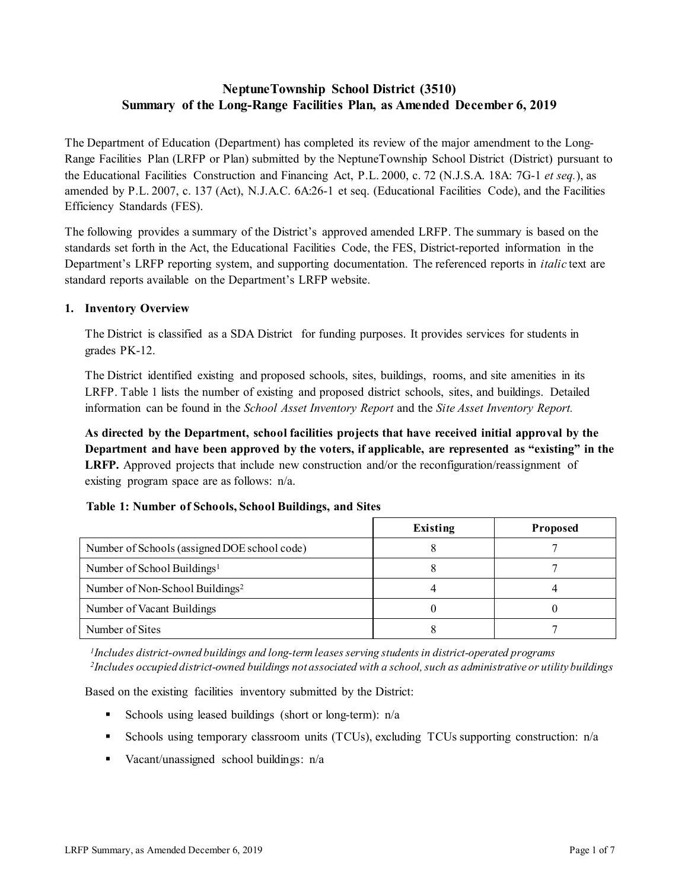# NeptuneTownship School District (3510)
## Summary of the Long-Range Facilities Plan, as Amended December 6, 2019

The Department of Education (Department) has completed its review of the major amendment to the Long-Range Facilities Plan (LRFP or Plan) submitted by the NeptuneTownship School District (District) pursuant to the Educational Facilities Construction and Financing Act, P.L. 2000, c. 72 (N.J.S.A. 18A: 7G-1 *et seq.*), as amended by P.L. 2007, c. 137 (Act), N.J.A.C. 6A:26-1 et seq. (Educational Facilities Code), and the Facilities Efficiency Standards (FES).

The following provides a summary of the District's approved amended LRFP. The summary is based on the standards set forth in the Act, the Educational Facilities Code, the FES, District-reported information in the Department's LRFP reporting system, and supporting documentation. The referenced reports in *italic* text are standard reports available on the Department's LRFP website.

### 1. Inventory Overview

The District is classified as a SDA District for funding purposes. It provides services for students in grades PK-12.

The District identified existing and proposed schools, sites, buildings, rooms, and site amenities in its LRFP. Table 1 lists the number of existing and proposed district schools, sites, and buildings. Detailed information can be found in the *School Asset Inventory Report* and the *Site Asset Inventory Report.*

**As directed by the Department, school facilities projects that have received initial approval by the Department and have been approved by the voters, if applicable, are represented as "existing" in the LRFP.** Approved projects that include new construction and/or the reconfiguration/reassignment of existing program space are as follows: n/a.

**Table 1: Number of Schools, School Buildings, and Sites**

| | Existing | Proposed |
|---|---|---|
| Number of Schools (assigned DOE school code) | 8 | 7 |
| Number of School Buildings[1] | 8 | 7 |
| Number of Non-School Buildings[2] | 4 | 4 |
| Number of Vacant Buildings | 0 | 0 |
| Number of Sites | 8 | 7 |

*[1]Includes district-owned buildings and long-term leases serving students in district-operated programs*
*[2]Includes occupied district-owned buildings not associated with a school, such as administrative or utility buildings*

Based on the existing facilities inventory submitted by the District:

- Schools using leased buildings (short or long-term): n/a
- Schools using temporary classroom units (TCUs), excluding TCUs supporting construction: n/a
- Vacant/unassigned school buildings: n/a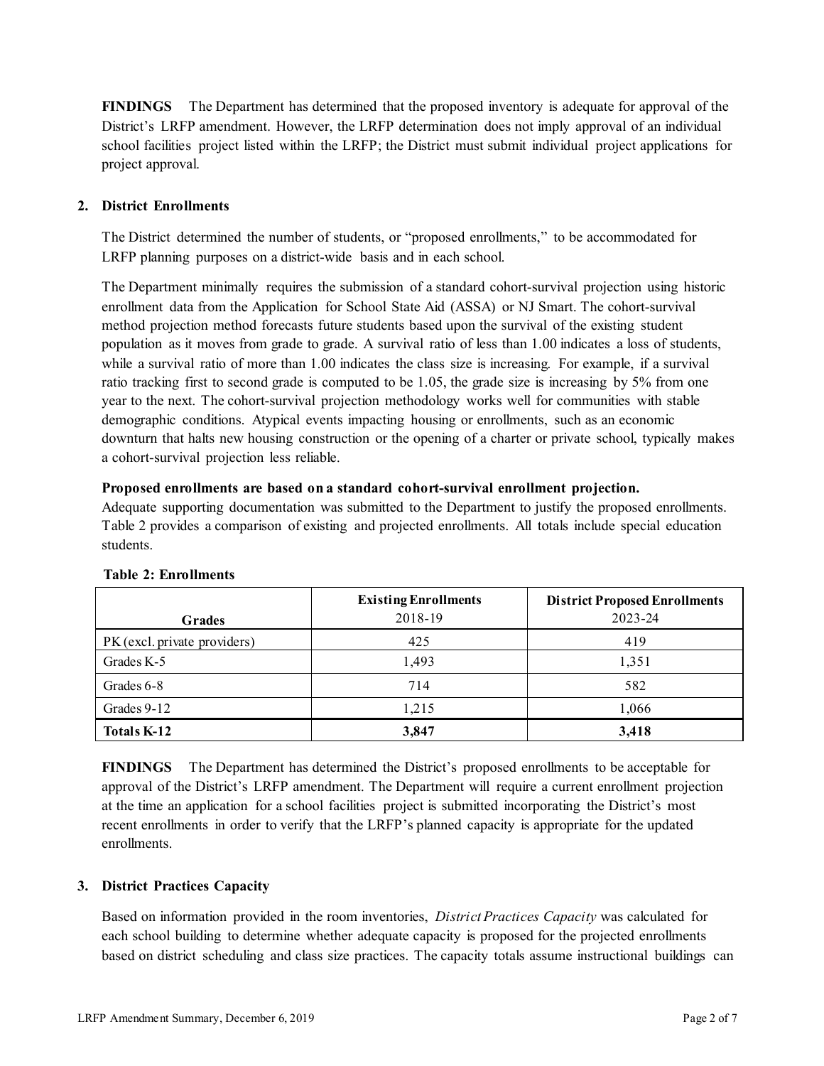**FINDINGS** The Department has determined that the proposed inventory is adequate for approval of the District's LRFP amendment. However, the LRFP determination does not imply approval of an individual school facilities project listed within the LRFP; the District must submit individual project applications for project approval.

## 2. District Enrollments

The District determined the number of students, or "proposed enrollments," to be accommodated for LRFP planning purposes on a district-wide basis and in each school.

The Department minimally requires the submission of a standard cohort-survival projection using historic enrollment data from the Application for School State Aid (ASSA) or NJ Smart. The cohort-survival method projection method forecasts future students based upon the survival of the existing student population as it moves from grade to grade. A survival ratio of less than 1.00 indicates a loss of students, while a survival ratio of more than 1.00 indicates the class size is increasing. For example, if a survival ratio tracking first to second grade is computed to be 1.05, the grade size is increasing by 5% from one year to the next. The cohort-survival projection methodology works well for communities with stable demographic conditions. Atypical events impacting housing or enrollments, such as an economic downturn that halts new housing construction or the opening of a charter or private school, typically makes a cohort-survival projection less reliable.

**Proposed enrollments are based on a standard cohort-survival enrollment projection.**

Adequate supporting documentation was submitted to the Department to justify the proposed enrollments. Table 2 provides a comparison of existing and projected enrollments. All totals include special education students.

**Table 2: Enrollments**

| Grades | **Existing Enrollments** 2018-19 | **District Proposed Enrollments** 2023-24 |
|---|---|---|
| PK (excl. private providers) | 425 | 419 |
| Grades K-5 | 1,493 | 1,351 |
| Grades 6-8 | 714 | 582 |
| Grades 9-12 | 1,215 | 1,066 |
| **Totals K-12** | **3,847** | **3,418** |

**FINDINGS** The Department has determined the District's proposed enrollments to be acceptable for approval of the District's LRFP amendment. The Department will require a current enrollment projection at the time an application for a school facilities project is submitted incorporating the District's most recent enrollments in order to verify that the LRFP's planned capacity is appropriate for the updated enrollments.

## 3. District Practices Capacity

Based on information provided in the room inventories, *District Practices Capacity* was calculated for each school building to determine whether adequate capacity is proposed for the projected enrollments based on district scheduling and class size practices. The capacity totals assume instructional buildings can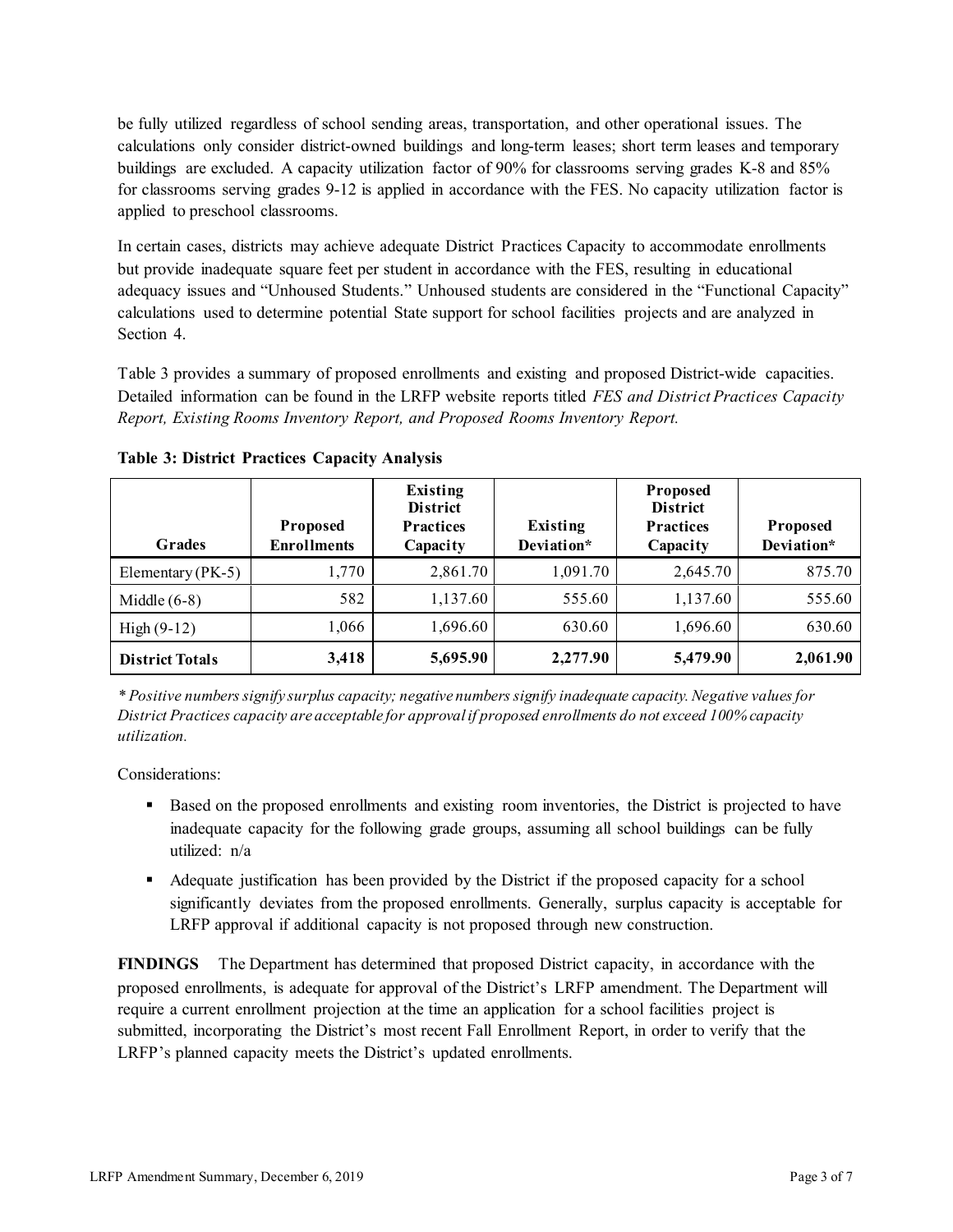be fully utilized regardless of school sending areas, transportation, and other operational issues. The calculations only consider district-owned buildings and long-term leases; short term leases and temporary buildings are excluded. A capacity utilization factor of 90% for classrooms serving grades K-8 and 85% for classrooms serving grades 9-12 is applied in accordance with the FES. No capacity utilization factor is applied to preschool classrooms.

In certain cases, districts may achieve adequate District Practices Capacity to accommodate enrollments but provide inadequate square feet per student in accordance with the FES, resulting in educational adequacy issues and "Unhoused Students." Unhoused students are considered in the "Functional Capacity" calculations used to determine potential State support for school facilities projects and are analyzed in Section 4.

Table 3 provides a summary of proposed enrollments and existing and proposed District-wide capacities. Detailed information can be found in the LRFP website reports titled *FES and District Practices Capacity Report, Existing Rooms Inventory Report, and Proposed Rooms Inventory Report.*

**Table 3: District Practices Capacity Analysis**

| Grades | Proposed Enrollments | Existing District Practices Capacity | Existing Deviation* | Proposed District Practices Capacity | Proposed Deviation* |
|---|---|---|---|---|---|
| Elementary (PK-5) | 1,770 | 2,861.70 | 1,091.70 | 2,645.70 | 875.70 |
| Middle (6-8) | 582 | 1,137.60 | 555.60 | 1,137.60 | 555.60 |
| High (9-12) | 1,066 | 1,696.60 | 630.60 | 1,696.60 | 630.60 |
| **District Totals** | **3,418** | **5,695.90** | **2,277.90** | **5,479.90** | **2,061.90** |

*\* Positive numbers signify surplus capacity; negative numbers signify inadequate capacity. Negative values for District Practices capacity are acceptable for approval if proposed enrollments do not exceed 100% capacity utilization.*

Considerations:

- Based on the proposed enrollments and existing room inventories, the District is projected to have inadequate capacity for the following grade groups, assuming all school buildings can be fully utilized: n/a
- Adequate justification has been provided by the District if the proposed capacity for a school significantly deviates from the proposed enrollments. Generally, surplus capacity is acceptable for LRFP approval if additional capacity is not proposed through new construction.

**FINDINGS** The Department has determined that proposed District capacity, in accordance with the proposed enrollments, is adequate for approval of the District's LRFP amendment. The Department will require a current enrollment projection at the time an application for a school facilities project is submitted, incorporating the District's most recent Fall Enrollment Report, in order to verify that the LRFP's planned capacity meets the District's updated enrollments.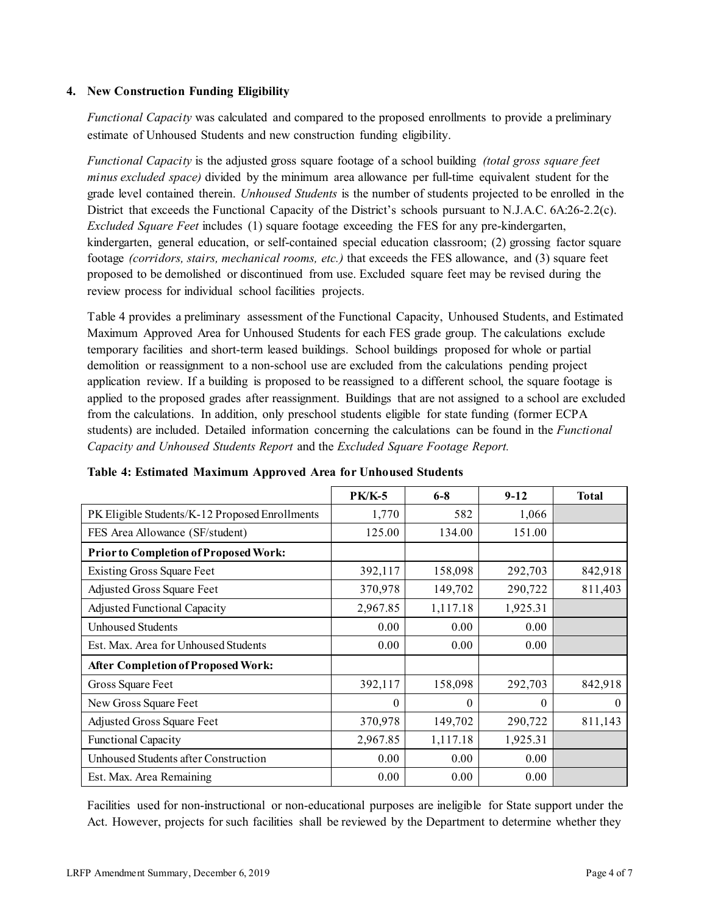### 4. New Construction Funding Eligibility

*Functional Capacity* was calculated and compared to the proposed enrollments to provide a preliminary estimate of Unhoused Students and new construction funding eligibility.

*Functional Capacity* is the adjusted gross square footage of a school building *(total gross square feet minus excluded space)* divided by the minimum area allowance per full-time equivalent student for the grade level contained therein. *Unhoused Students* is the number of students projected to be enrolled in the District that exceeds the Functional Capacity of the District's schools pursuant to N.J.A.C. 6A:26-2.2(c). *Excluded Square Feet* includes (1) square footage exceeding the FES for any pre-kindergarten, kindergarten, general education, or self-contained special education classroom; (2) grossing factor square footage *(corridors, stairs, mechanical rooms, etc.)* that exceeds the FES allowance, and (3) square feet proposed to be demolished or discontinued from use. Excluded square feet may be revised during the review process for individual school facilities projects.

Table 4 provides a preliminary assessment of the Functional Capacity, Unhoused Students, and Estimated Maximum Approved Area for Unhoused Students for each FES grade group. The calculations exclude temporary facilities and short-term leased buildings. School buildings proposed for whole or partial demolition or reassignment to a non-school use are excluded from the calculations pending project application review. If a building is proposed to be reassigned to a different school, the square footage is applied to the proposed grades after reassignment. Buildings that are not assigned to a school are excluded from the calculations. In addition, only preschool students eligible for state funding (former ECPA students) are included. Detailed information concerning the calculations can be found in the *Functional Capacity and Unhoused Students Report* and the *Excluded Square Footage Report.*

**Table 4: Estimated Maximum Approved Area for Unhoused Students**

| | PK/K-5 | 6-8 | 9-12 | Total |
|---|---|---|---|---|
| PK Eligible Students/K-12 Proposed Enrollments | 1,770 | 582 | 1,066 | |
| FES Area Allowance (SF/student) | 125.00 | 134.00 | 151.00 | |
| **Prior to Completion of Proposed Work:** | | | | |
| Existing Gross Square Feet | 392,117 | 158,098 | 292,703 | 842,918 |
| Adjusted Gross Square Feet | 370,978 | 149,702 | 290,722 | 811,403 |
| Adjusted Functional Capacity | 2,967.85 | 1,117.18 | 1,925.31 | |
| Unhoused Students | 0.00 | 0.00 | 0.00 | |
| Est. Max. Area for Unhoused Students | 0.00 | 0.00 | 0.00 | |
| **After Completion of Proposed Work:** | | | | |
| Gross Square Feet | 392,117 | 158,098 | 292,703 | 842,918 |
| New Gross Square Feet | 0 | 0 | 0 | 0 |
| Adjusted Gross Square Feet | 370,978 | 149,702 | 290,722 | 811,143 |
| Functional Capacity | 2,967.85 | 1,117.18 | 1,925.31 | |
| Unhoused Students after Construction | 0.00 | 0.00 | 0.00 | |
| Est. Max. Area Remaining | 0.00 | 0.00 | 0.00 | |

Facilities used for non-instructional or non-educational purposes are ineligible for State support under the Act. However, projects for such facilities shall be reviewed by the Department to determine whether they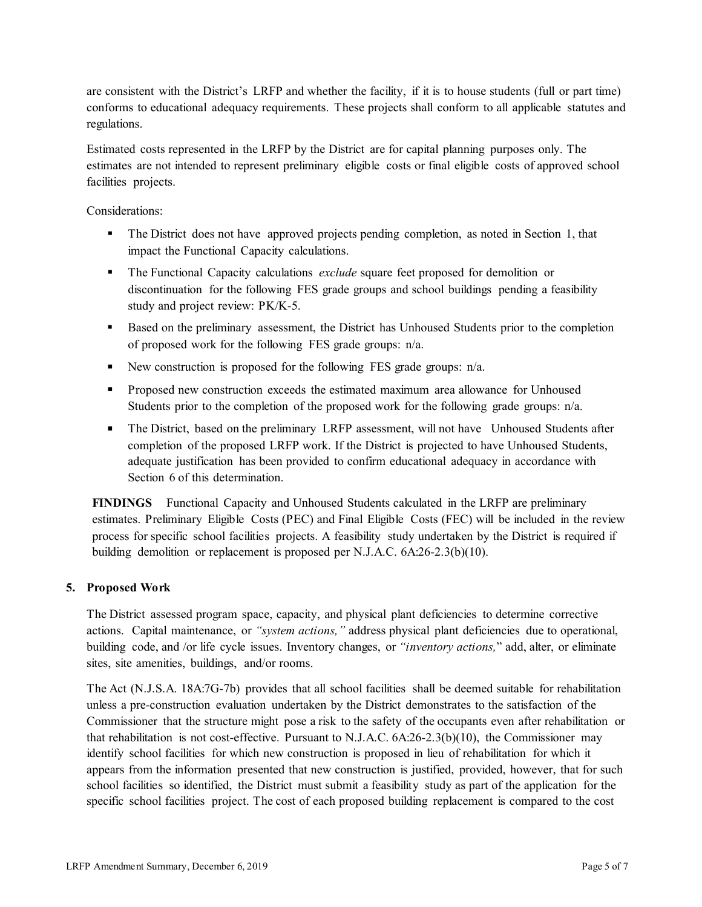are consistent with the District's LRFP and whether the facility, if it is to house students (full or part time) conforms to educational adequacy requirements. These projects shall conform to all applicable statutes and regulations.

Estimated costs represented in the LRFP by the District are for capital planning purposes only. The estimates are not intended to represent preliminary eligible costs or final eligible costs of approved school facilities projects.

Considerations:

- The District does not have approved projects pending completion, as noted in Section 1, that impact the Functional Capacity calculations.
- The Functional Capacity calculations *exclude* square feet proposed for demolition or discontinuation for the following FES grade groups and school buildings pending a feasibility study and project review: PK/K-5.
- Based on the preliminary assessment, the District has Unhoused Students prior to the completion of proposed work for the following FES grade groups: n/a.
- New construction is proposed for the following FES grade groups: n/a.
- Proposed new construction exceeds the estimated maximum area allowance for Unhoused Students prior to the completion of the proposed work for the following grade groups: n/a.
- The District, based on the preliminary LRFP assessment, will not have Unhoused Students after completion of the proposed LRFP work. If the District is projected to have Unhoused Students, adequate justification has been provided to confirm educational adequacy in accordance with Section 6 of this determination.

**FINDINGS** Functional Capacity and Unhoused Students calculated in the LRFP are preliminary estimates. Preliminary Eligible Costs (PEC) and Final Eligible Costs (FEC) will be included in the review process for specific school facilities projects. A feasibility study undertaken by the District is required if building demolition or replacement is proposed per N.J.A.C. 6A:26-2.3(b)(10).

## 5. Proposed Work

The District assessed program space, capacity, and physical plant deficiencies to determine corrective actions. Capital maintenance, or *"system actions,"* address physical plant deficiencies due to operational, building code, and /or life cycle issues. Inventory changes, or *"inventory actions,"* add, alter, or eliminate sites, site amenities, buildings, and/or rooms.

The Act (N.J.S.A. 18A:7G-7b) provides that all school facilities shall be deemed suitable for rehabilitation unless a pre-construction evaluation undertaken by the District demonstrates to the satisfaction of the Commissioner that the structure might pose a risk to the safety of the occupants even after rehabilitation or that rehabilitation is not cost-effective. Pursuant to N.J.A.C. 6A:26-2.3(b)(10), the Commissioner may identify school facilities for which new construction is proposed in lieu of rehabilitation for which it appears from the information presented that new construction is justified, provided, however, that for such school facilities so identified, the District must submit a feasibility study as part of the application for the specific school facilities project. The cost of each proposed building replacement is compared to the cost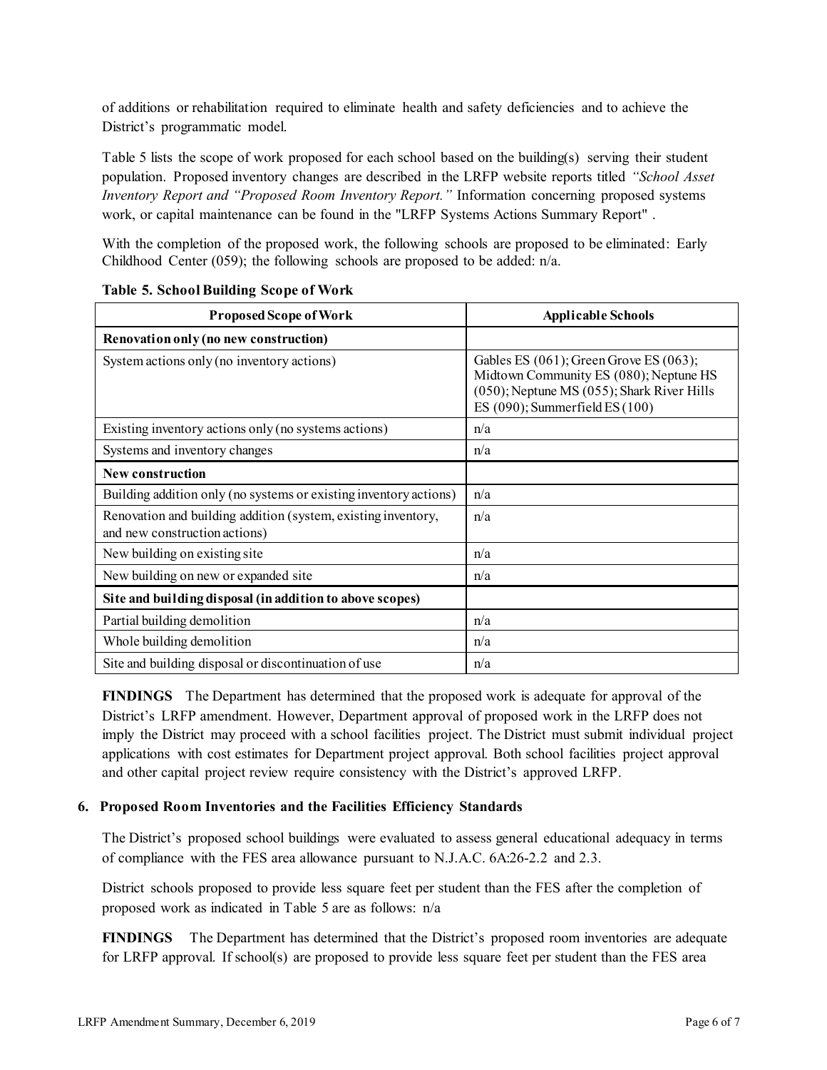of additions or rehabilitation required to eliminate health and safety deficiencies and to achieve the District's programmatic model.

Table 5 lists the scope of work proposed for each school based on the building(s) serving their student population. Proposed inventory changes are described in the LRFP website reports titled *"School Asset Inventory Report and "Proposed Room Inventory Report."* Information concerning proposed systems work, or capital maintenance can be found in the "LRFP Systems Actions Summary Report" .

With the completion of the proposed work, the following schools are proposed to be eliminated: Early Childhood Center (059); the following schools are proposed to be added: n/a.

**Table 5. School Building Scope of Work**

| Proposed Scope of Work | Applicable Schools |
|---|---|
| **Renovation only (no new construction)** | |
| System actions only (no inventory actions) | Gables ES (061); Green Grove ES (063); Midtown Community ES (080); Neptune HS (050); Neptune MS (055); Shark River Hills ES (090); Summerfield ES (100) |
| Existing inventory actions only (no systems actions) | n/a |
| Systems and inventory changes | n/a |
| **New construction** | |
| Building addition only (no systems or existing inventory actions) | n/a |
| Renovation and building addition (system, existing inventory, and new construction actions) | n/a |
| New building on existing site | n/a |
| New building on new or expanded site | n/a |
| **Site and building disposal (in addition to above scopes)** | |
| Partial building demolition | n/a |
| Whole building demolition | n/a |
| Site and building disposal or discontinuation of use | n/a |

**FINDINGS** The Department has determined that the proposed work is adequate for approval of the District's LRFP amendment. However, Department approval of proposed work in the LRFP does not imply the District may proceed with a school facilities project. The District must submit individual project applications with cost estimates for Department project approval. Both school facilities project approval and other capital project review require consistency with the District's approved LRFP.

### 6. Proposed Room Inventories and the Facilities Efficiency Standards

The District's proposed school buildings were evaluated to assess general educational adequacy in terms of compliance with the FES area allowance pursuant to N.J.A.C. 6A:26-2.2 and 2.3.

District schools proposed to provide less square feet per student than the FES after the completion of proposed work as indicated in Table 5 are as follows: n/a

**FINDINGS** The Department has determined that the District's proposed room inventories are adequate for LRFP approval. If school(s) are proposed to provide less square feet per student than the FES area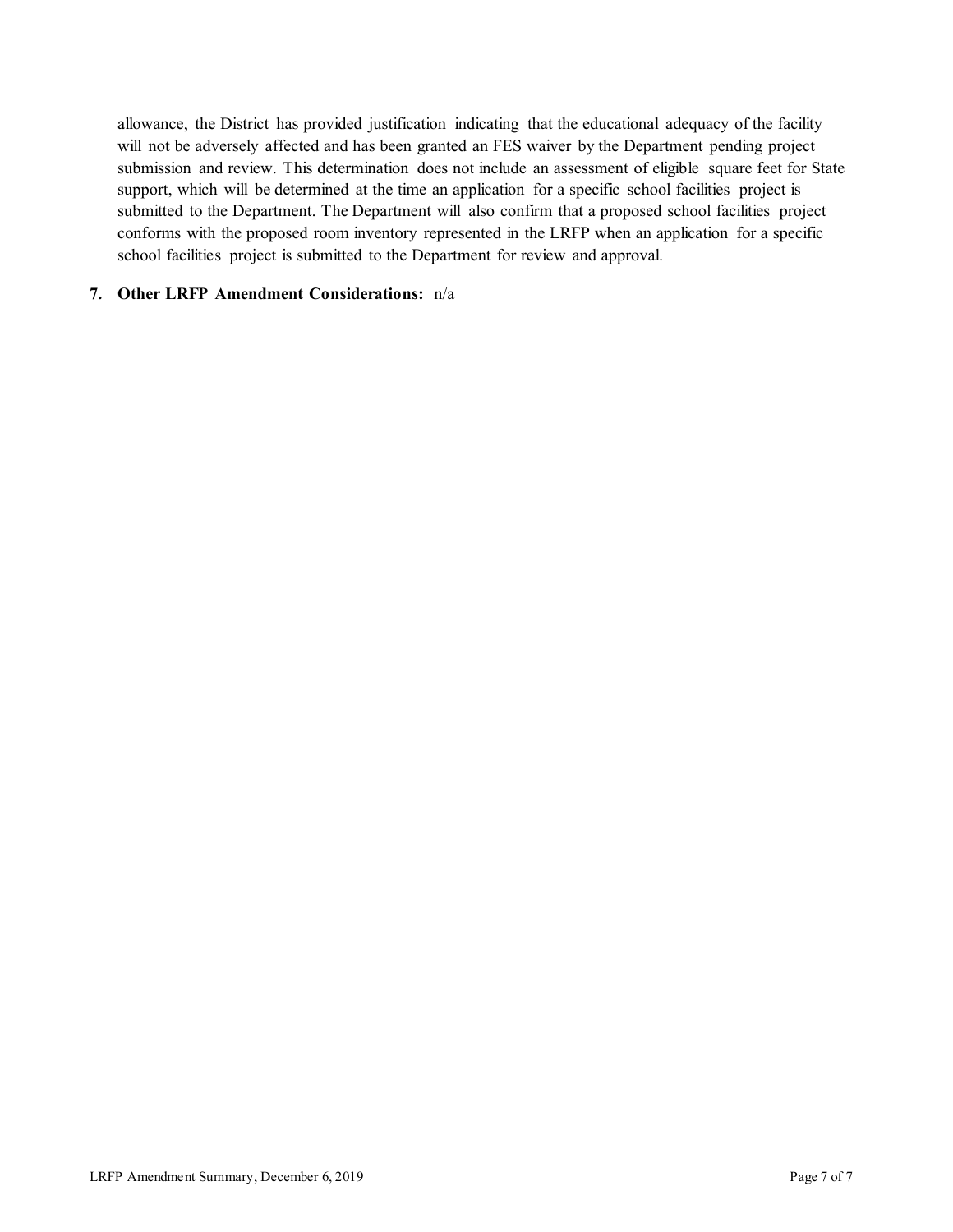allowance, the District has provided justification indicating that the educational adequacy of the facility will not be adversely affected and has been granted an FES waiver by the Department pending project submission and review. This determination does not include an assessment of eligible square feet for State support, which will be determined at the time an application for a specific school facilities project is submitted to the Department. The Department will also confirm that a proposed school facilities project conforms with the proposed room inventory represented in the LRFP when an application for a specific school facilities project is submitted to the Department for review and approval.

7. **Other LRFP Amendment Considerations:** n/a